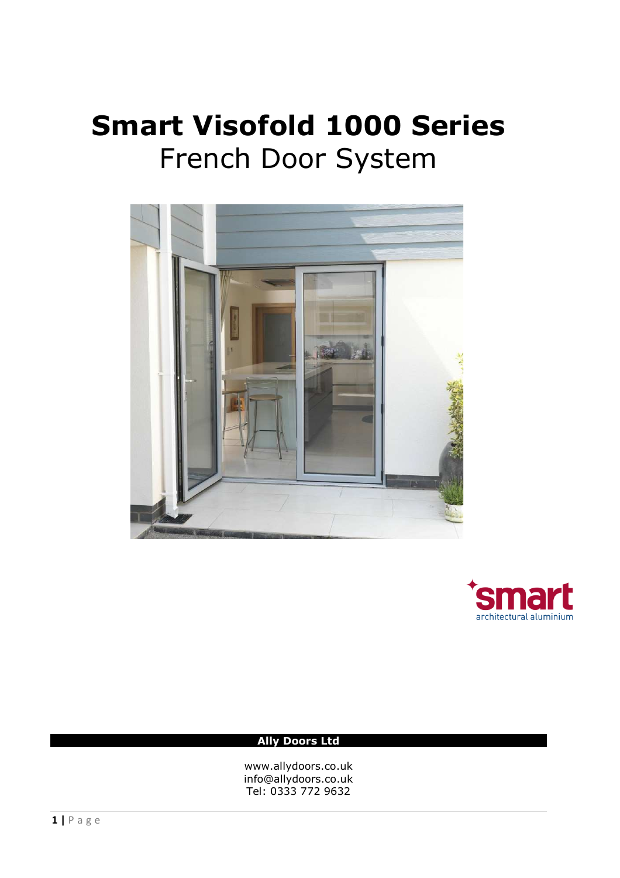# Smart Visofold 1000 Series

French Door System

smart
architectural aluminium

**Ally Doors Ltd**

www.allydoors.co.uk
info@allydoors.co.uk
Tel: 0333 772 9632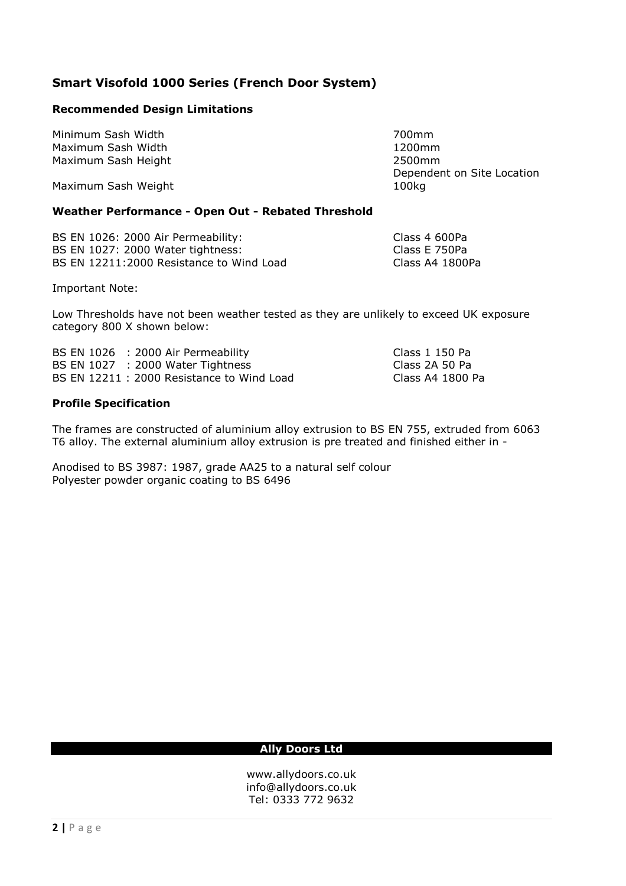## Smart Visofold 1000 Series (French Door System)

### Recommended Design Limitations

| | |
|---|---|
| Minimum Sash Width | 700mm |
| Maximum Sash Width | 1200mm |
| Maximum Sash Height | 2500mm<br>Dependent on Site Location |
| Maximum Sash Weight | 100kg |

### Weather Performance - Open Out - Rebated Threshold

| | |
|---|---|
| BS EN 1026: 2000 Air Permeability: | Class 4 600Pa |
| BS EN 1027: 2000 Water tightness: | Class E 750Pa |
| BS EN 12211:2000 Resistance to Wind Load | Class A4 1800Pa |

Important Note:

Low Thresholds have not been weather tested as they are unlikely to exceed UK exposure category 800 X shown below:

| | |
|---|---|
| BS EN 1026 : 2000 Air Permeability | Class 1 150 Pa |
| BS EN 1027 : 2000 Water Tightness | Class 2A 50 Pa |
| BS EN 12211 : 2000 Resistance to Wind Load | Class A4 1800 Pa |

### Profile Specification

The frames are constructed of aluminium alloy extrusion to BS EN 755, extruded from 6063 T6 alloy. The external aluminium alloy extrusion is pre treated and finished either in -

Anodised to BS 3987: 1987, grade AA25 to a natural self colour
Polyester powder organic coating to BS 6496

**Ally Doors Ltd**

www.allydoors.co.uk
info@allydoors.co.uk
Tel: 0333 772 9632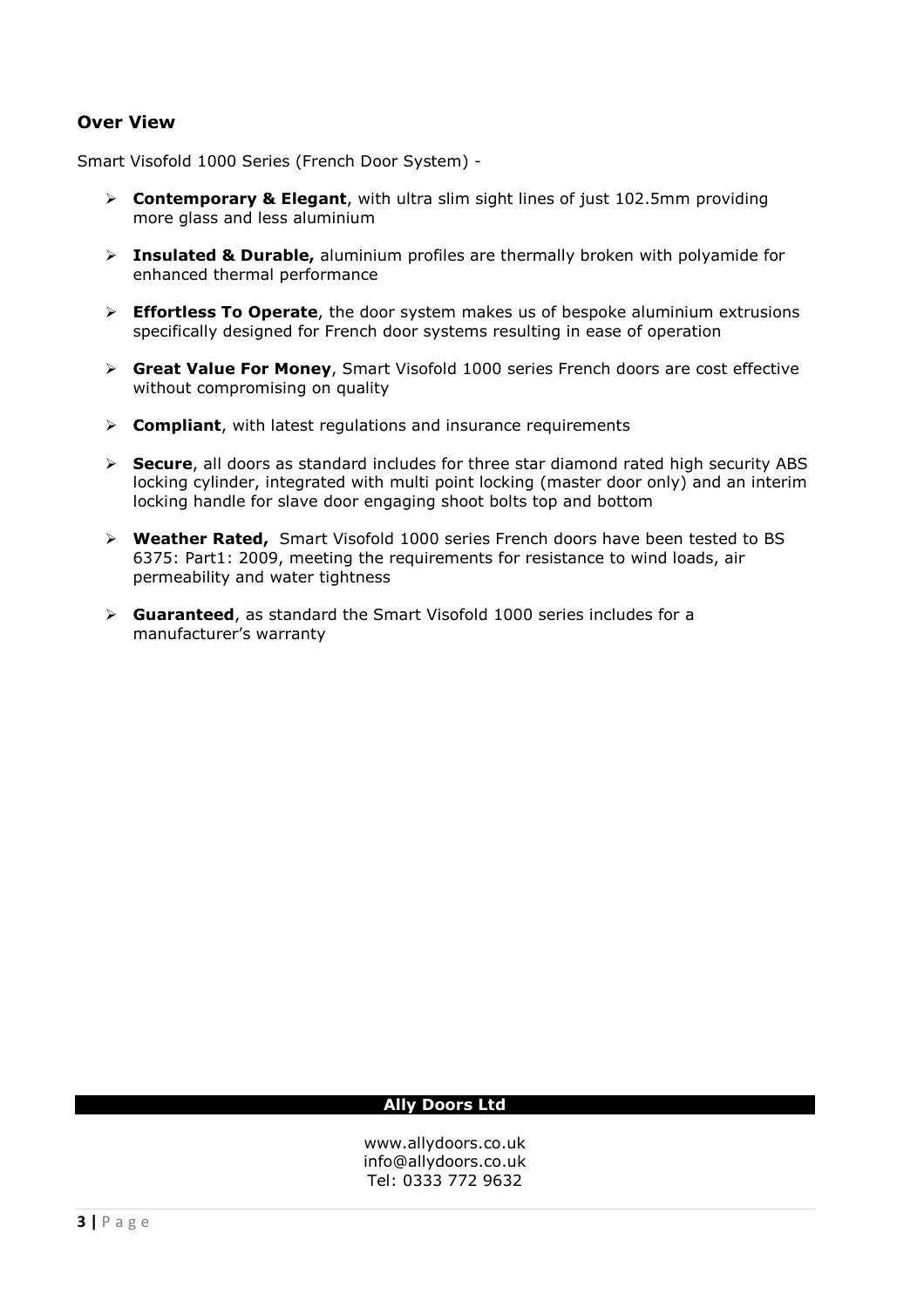## Over View

Smart Visofold 1000 Series (French Door System) -

- **Contemporary & Elegant**, with ultra slim sight lines of just 102.5mm providing more glass and less aluminium
- **Insulated & Durable,** aluminium profiles are thermally broken with polyamide for enhanced thermal performance
- **Effortless To Operate**, the door system makes us of bespoke aluminium extrusions specifically designed for French door systems resulting in ease of operation
- **Great Value For Money**, Smart Visofold 1000 series French doors are cost effective without compromising on quality
- **Compliant**, with latest regulations and insurance requirements
- **Secure**, all doors as standard includes for three star diamond rated high security ABS locking cylinder, integrated with multi point locking (master door only) and an interim locking handle for slave door engaging shoot bolts top and bottom
- **Weather Rated,** Smart Visofold 1000 series French doors have been tested to BS 6375: Part1: 2009, meeting the requirements for resistance to wind loads, air permeability and water tightness
- **Guaranteed**, as standard the Smart Visofold 1000 series includes for a manufacturer's warranty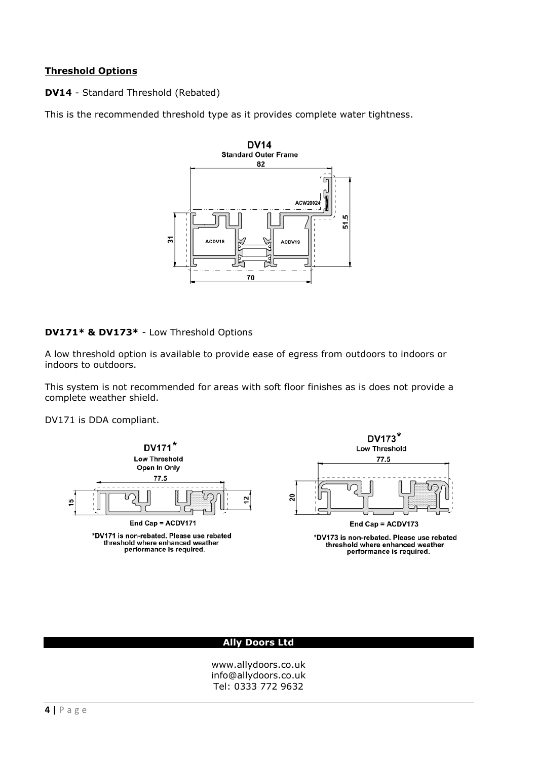**Threshold Options**

**DV14** - Standard Threshold (Rebated)

This is the recommended threshold type as it provides complete water tightness.

DV14
Standard Outer Frame

**DV171* & DV173*** - Low Threshold Options

A low threshold option is available to provide ease of egress from outdoors to indoors or indoors to outdoors.

This system is not recommended for areas with soft floor finishes as is does not provide a complete weather shield.

DV171 is DDA compliant.

DV171*
Low Threshold
Open In Only

End Cap = ACDV171

*DV171 is non-rebated. Please use rebated threshold where enhanced weather performance is required.

DV173*
Low Threshold

End Cap = ACDV173

*DV173 is non-rebated. Please use rebated threshold where enhanced weather performance is required.

**Ally Doors Ltd**

www.allydoors.co.uk
info@allydoors.co.uk
Tel: 0333 772 9632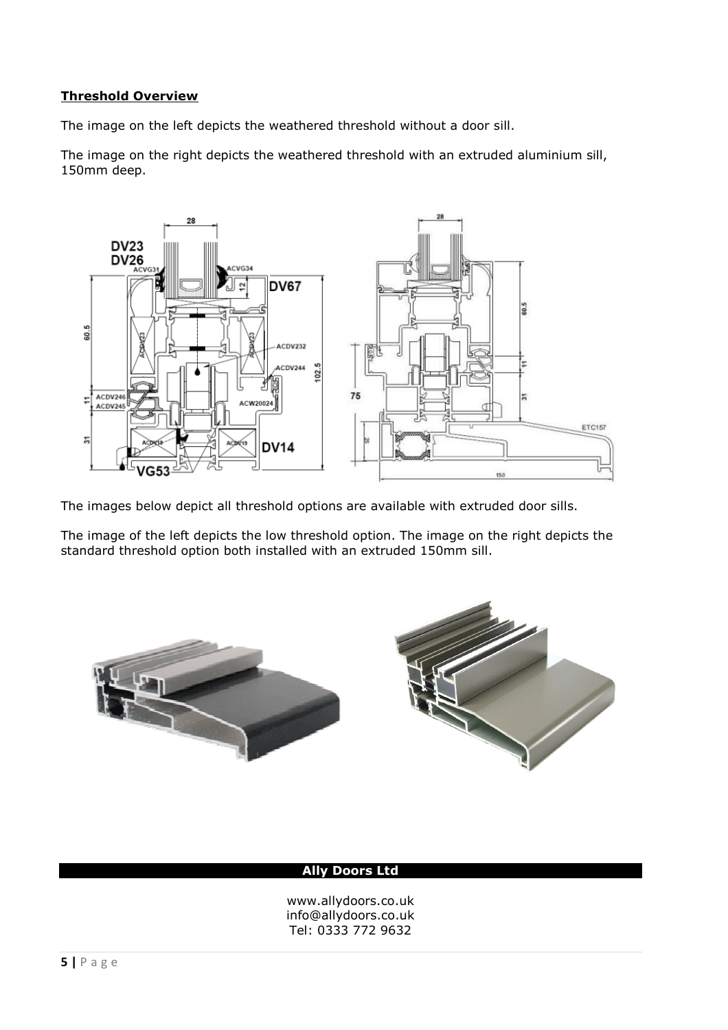**Threshold Overview**

The image on the left depicts the weathered threshold without a door sill.

The image on the right depicts the weathered threshold with an extruded aluminium sill, 150mm deep.

The images below depict all threshold options are available with extruded door sills.

The image of the left depicts the low threshold option. The image on the right depicts the standard threshold option both installed with an extruded 150mm sill.

**Ally Doors Ltd**

www.allydoors.co.uk
info@allydoors.co.uk
Tel: 0333 772 9632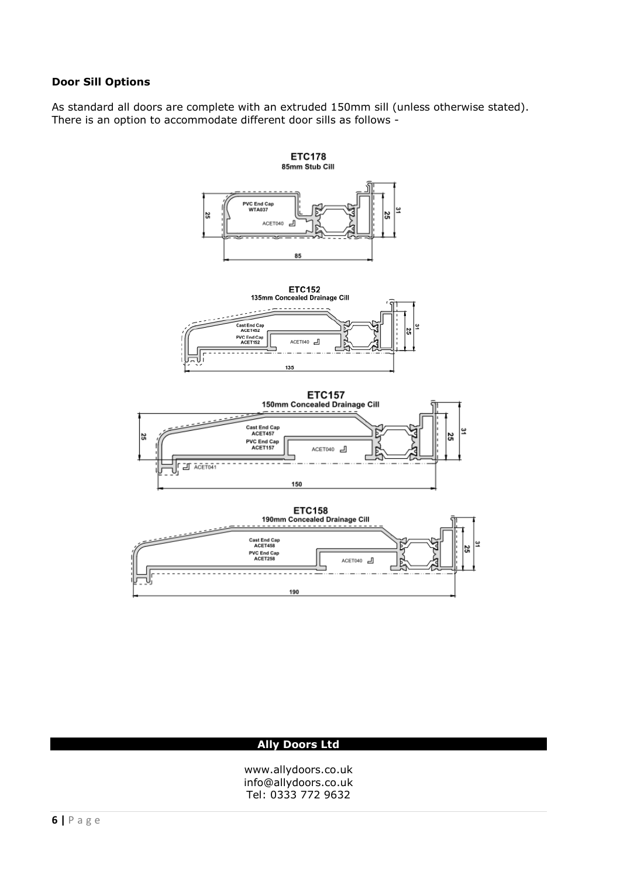**Door Sill Options**

As standard all doors are complete with an extruded 150mm sill (unless otherwise stated). There is an option to accommodate different door sills as follows -

**ETC178**
85mm Stub Cill

PVC End Cap WTA037
ACET040

25 | 25 | 31 | 85

**ETC152**
135mm Concealed Drainage Cill

Cast End Cap ACET452
PVC End Cap ACET152
ACET040

31 | 25 | 135

**ETC157**
150mm Concealed Drainage Cill

Cast End Cap ACET457
PVC End Cap ACET157
ACET040
ACET041

25 | 25 | 31 | 150

**ETC158**
190mm Concealed Drainage Cill

Cast End Cap ACET458
PVC End Cap ACET258
ACET040

31 | 25 | 190

**Ally Doors Ltd**

www.allydoors.co.uk
info@allydoors.co.uk
Tel: 0333 772 9632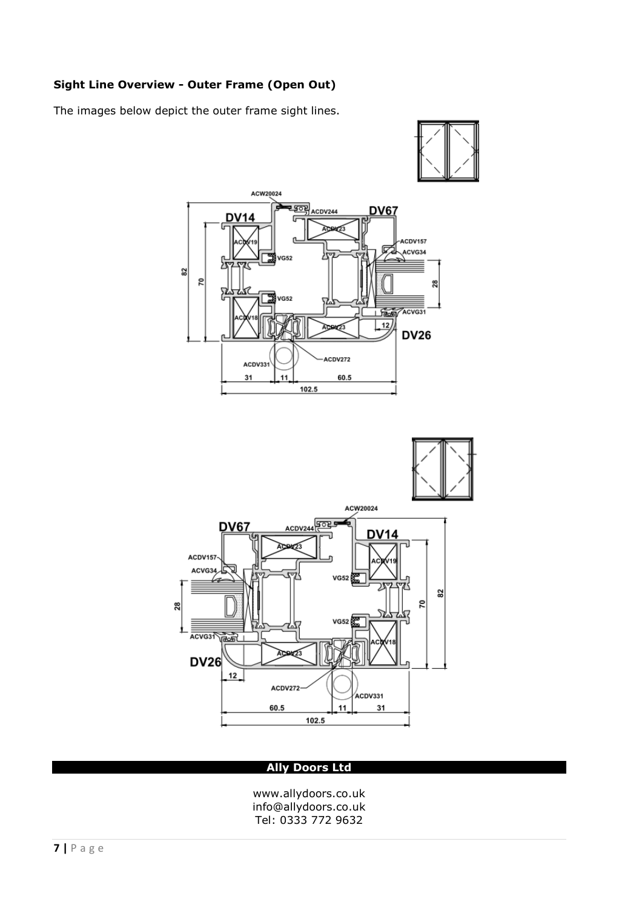**Sight Line Overview - Outer Frame (Open Out)**

The images below depict the outer frame sight lines.

**Ally Doors Ltd**

www.allydoors.co.uk
info@allydoors.co.uk
Tel: 0333 772 9632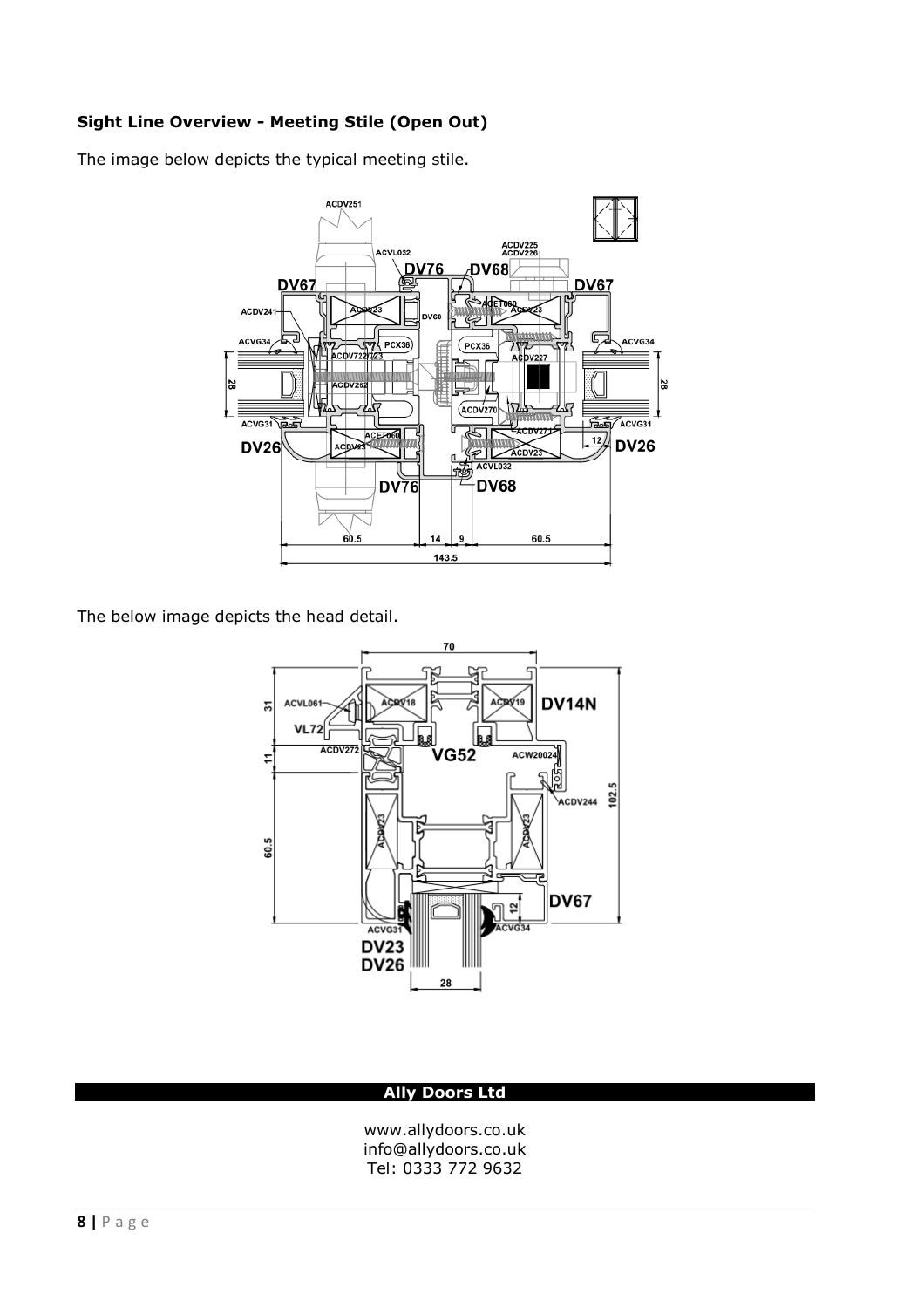**Sight Line Overview - Meeting Stile (Open Out)**

The image below depicts the typical meeting stile.

The below image depicts the head detail.

**Ally Doors Ltd**

www.allydoors.co.uk
info@allydoors.co.uk
Tel: 0333 772 9632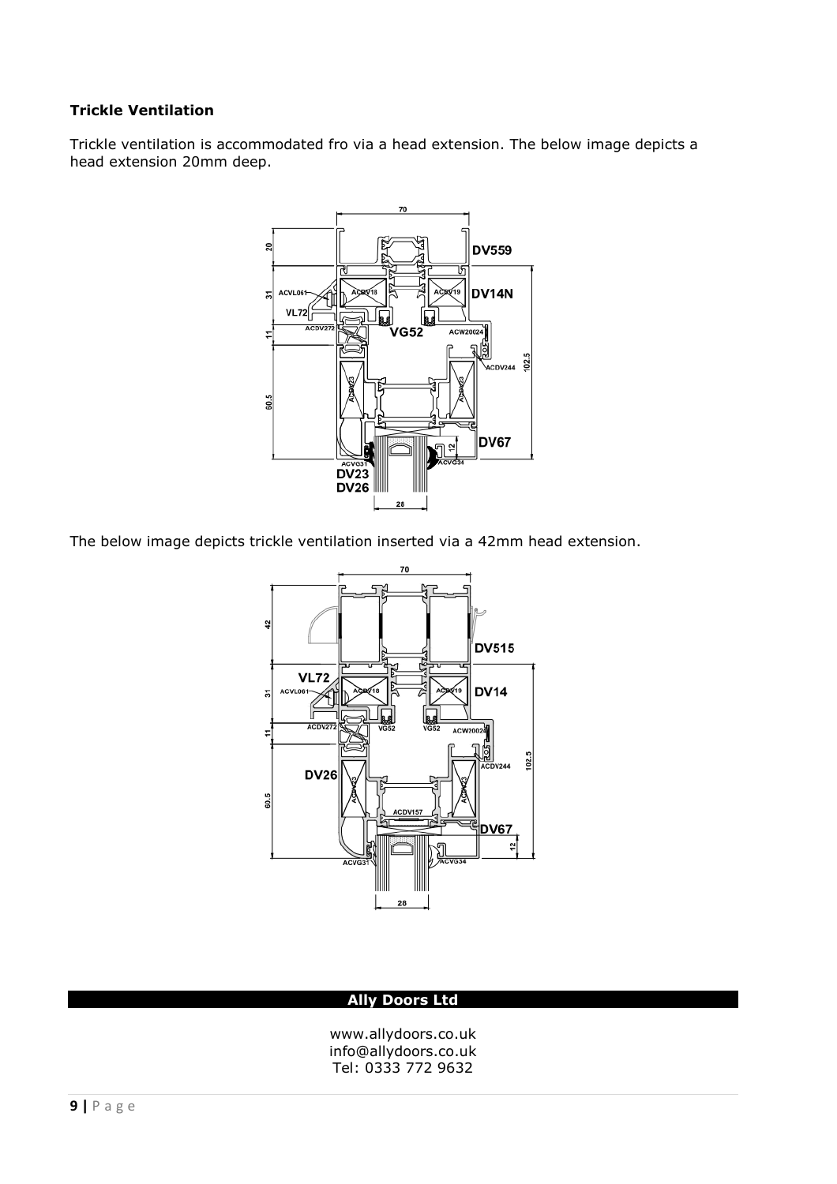**Trickle Ventilation**

Trickle ventilation is accommodated fro via a head extension. The below image depicts a head extension 20mm deep.

The below image depicts trickle ventilation inserted via a 42mm head extension.

**Ally Doors Ltd**

www.allydoors.co.uk
info@allydoors.co.uk
Tel: 0333 772 9632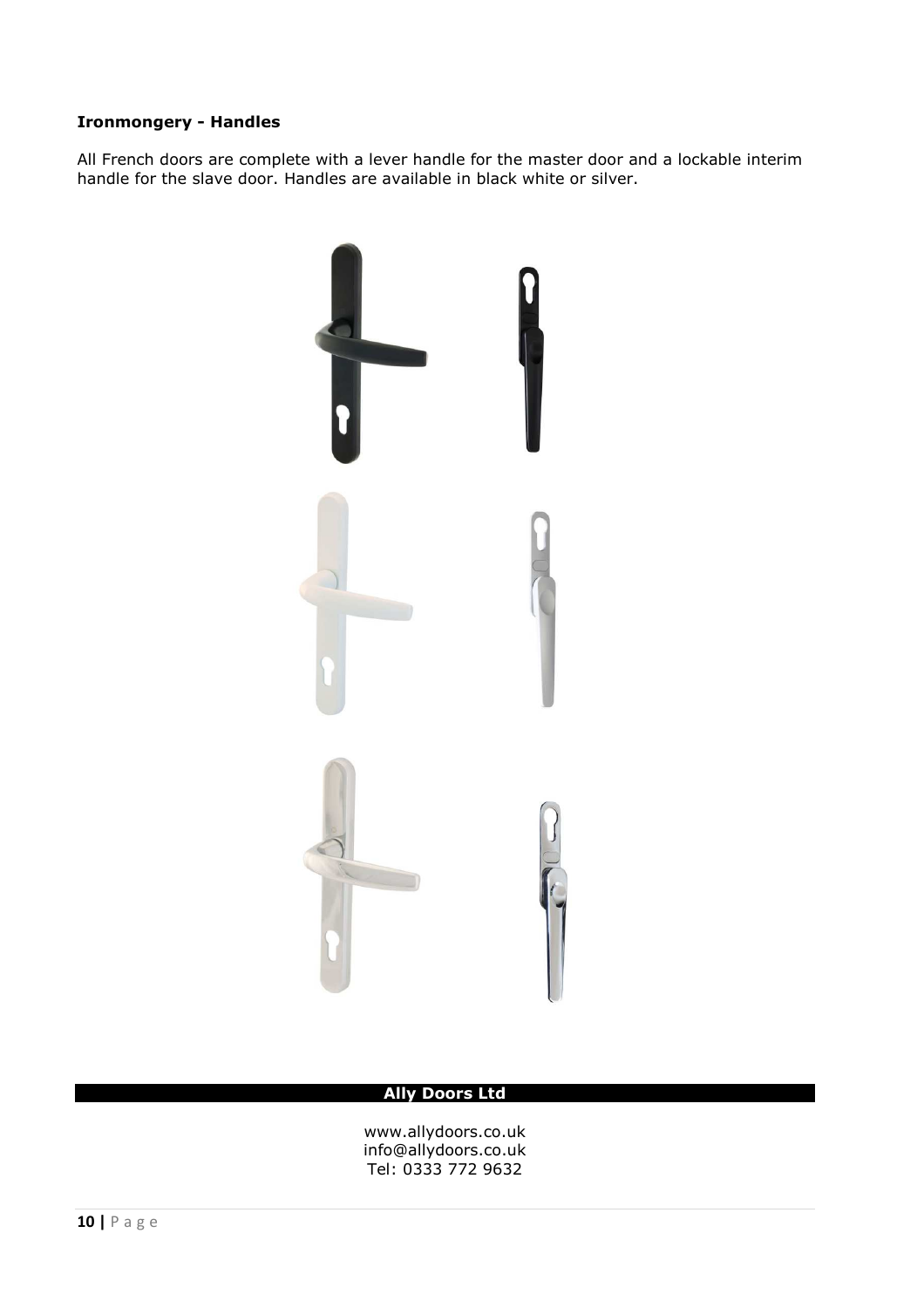**Ironmongery - Handles**

All French doors are complete with a lever handle for the master door and a lockable interim handle for the slave door. Handles are available in black white or silver.

**Ally Doors Ltd**

www.allydoors.co.uk
info@allydoors.co.uk
Tel: 0333 772 9632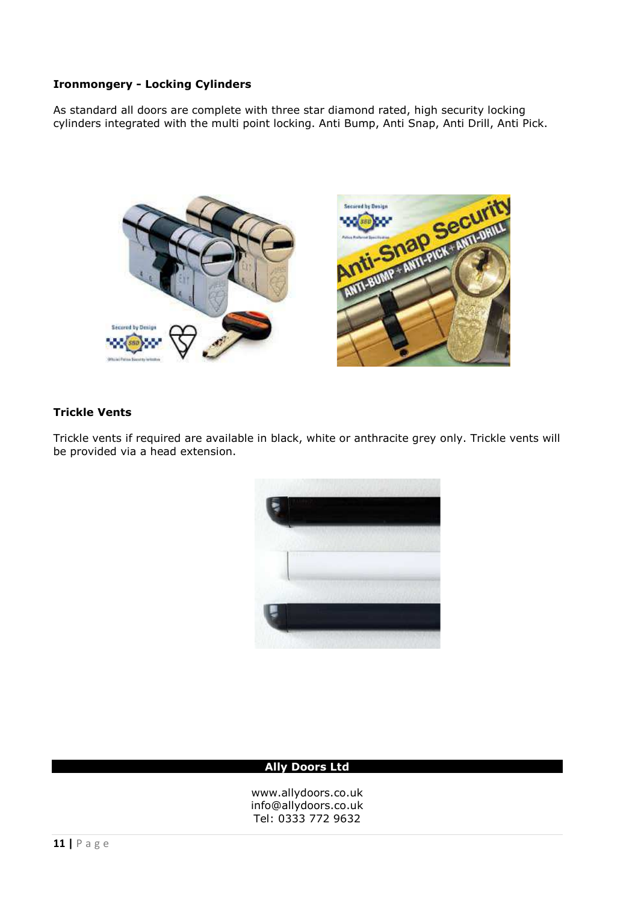**Ironmongery - Locking Cylinders**

As standard all doors are complete with three star diamond rated, high security locking cylinders integrated with the multi point locking. Anti Bump, Anti Snap, Anti Drill, Anti Pick.

**Trickle Vents**

Trickle vents if required are available in black, white or anthracite grey only. Trickle vents will be provided via a head extension.

**Ally Doors Ltd**

www.allydoors.co.uk
info@allydoors.co.uk
Tel: 0333 772 9632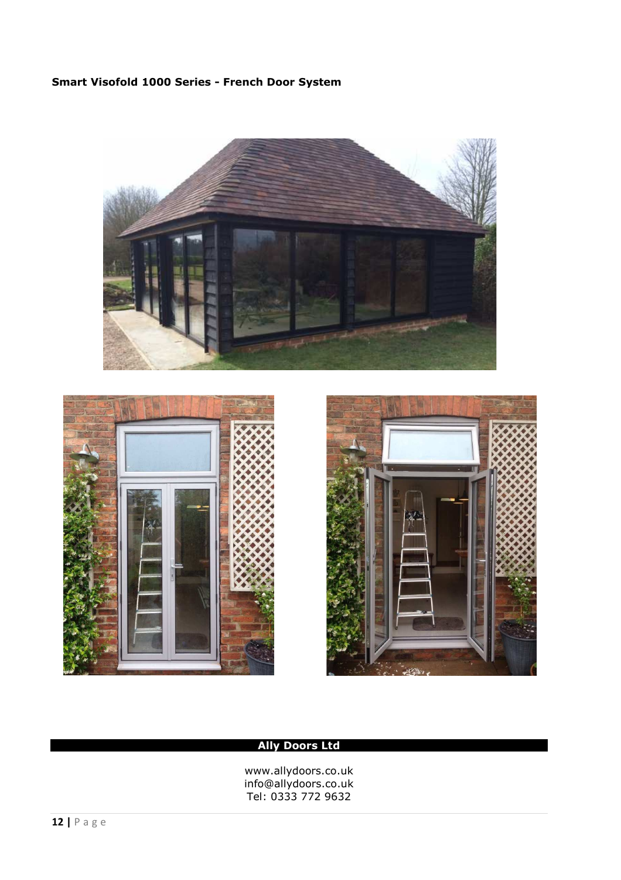**Smart Visofold 1000 Series - French Door System**

**Ally Doors Ltd**

www.allydoors.co.uk
info@allydoors.co.uk
Tel: 0333 772 9632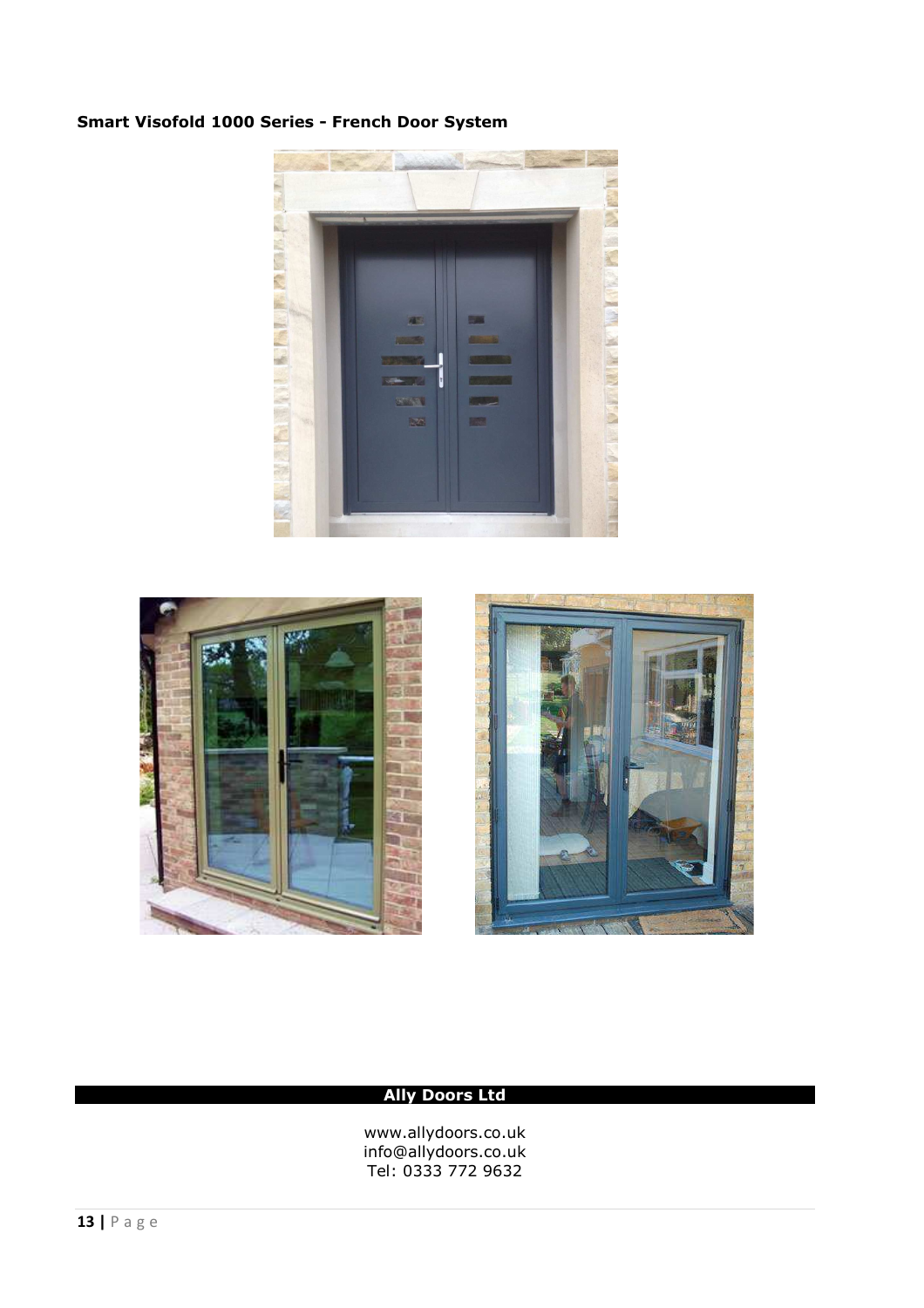**Smart Visofold 1000 Series - French Door System**

**Ally Doors Ltd**

www.allydoors.co.uk
info@allydoors.co.uk
Tel: 0333 772 9632